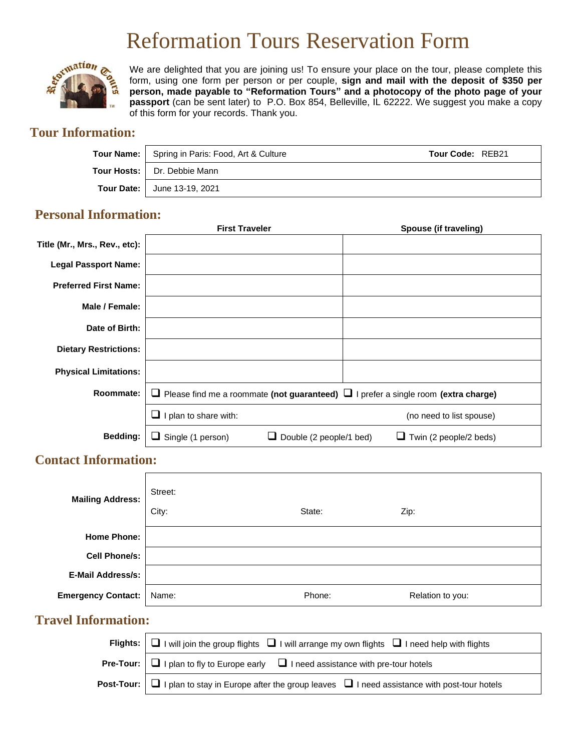# Reformation Tours Reservation Form

We are delighted that you are joining us! To ensure your place on the tour, please complete this form, using one form per person or per couple, **sign and mail with the deposit of $350 per person, made payable to "Reformation Tours" and a photocopy of the photo page of your passport** (can be sent later) to P.O. Box 854, Belleville, IL 62222. We suggest you make a copy of this form for your records. Thank you.

## Tour Information:

| | | |
|---|---|---|
| **Tour Name:** | Spring in Paris: Food, Art & Culture | **Tour Code:** REB21 |
| **Tour Hosts:** | Dr. Debbie Mann | |
| **Tour Date:** | June 13-19, 2021 | |

## Personal Information:

| | First Traveler | Spouse (if traveling) |
|---|---|---|
| **Title (Mr., Mrs., Rev., etc):** | | |
| **Legal Passport Name:** | | |
| **Preferred First Name:** | | |
| **Male / Female:** | | |
| **Date of Birth:** | | |
| **Dietary Restrictions:** | | |
| **Physical Limitations:** | | |

| | | | |
|---|---|---|---|
| **Roommate:** | ❑ Please find me a roommate **(not guaranteed)** | ❑ I prefer a single room **(extra charge)** | |
| | ❑ I plan to share with: | (no need to list spouse) | |
| **Bedding:** | ❑ Single (1 person) | ❑ Double (2 people/1 bed) | ❑ Twin (2 people/2 beds) |

## Contact Information:

| | | | |
|---|---|---|---|
| **Mailing Address:** | Street: | | |
| | City: | State: | Zip: |
| **Home Phone:** | | | |
| **Cell Phone/s:** | | | |
| **E-Mail Address/s:** | | | |
| **Emergency Contact:** | Name: | Phone: | Relation to you: |

## Travel Information:

| | | | |
|---|---|---|---|
| **Flights:** | ❑ I will join the group flights | ❑ I will arrange my own flights | ❑ I need help with flights |
| **Pre-Tour:** | ❑ I plan to fly to Europe early | ❑ I need assistance with pre-tour hotels | |
| **Post-Tour:** | ❑ I plan to stay in Europe after the group leaves | ❑ I need assistance with post-tour hotels | |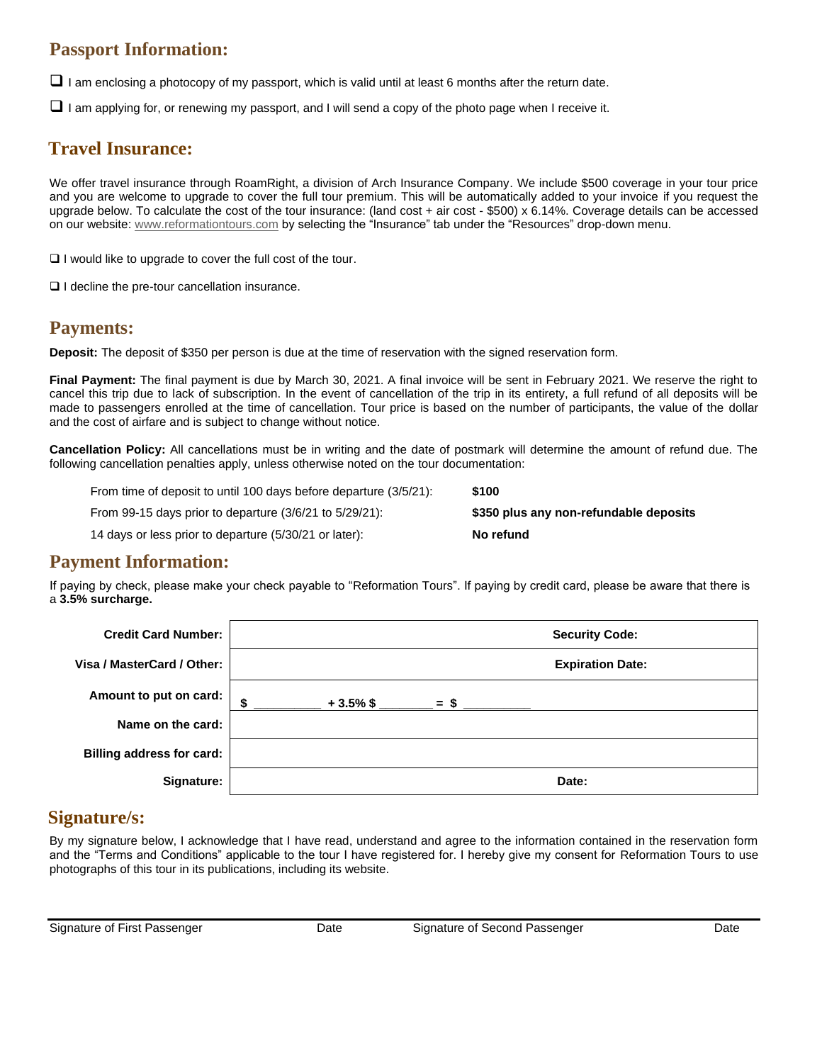## Passport Information:

❑ I am enclosing a photocopy of my passport, which is valid until at least 6 months after the return date.

❑ I am applying for, or renewing my passport, and I will send a copy of the photo page when I receive it.

## Travel Insurance:

We offer travel insurance through RoamRight, a division of Arch Insurance Company. We include $500 coverage in your tour price and you are welcome to upgrade to cover the full tour premium. This will be automatically added to your invoice if you request the upgrade below. To calculate the cost of the tour insurance: (land cost + air cost - $500) x 6.14%. Coverage details can be accessed on our website: www.reformationtours.com by selecting the "Insurance" tab under the "Resources" drop-down menu.

❑ I would like to upgrade to cover the full cost of the tour.

❑ I decline the pre-tour cancellation insurance.

## Payments:

**Deposit:** The deposit of $350 per person is due at the time of reservation with the signed reservation form.

**Final Payment:** The final payment is due by March 30, 2021. A final invoice will be sent in February 2021. We reserve the right to cancel this trip due to lack of subscription. In the event of cancellation of the trip in its entirety, a full refund of all deposits will be made to passengers enrolled at the time of cancellation. Tour price is based on the number of participants, the value of the dollar and the cost of airfare and is subject to change without notice.

**Cancellation Policy:** All cancellations must be in writing and the date of postmark will determine the amount of refund due. The following cancellation penalties apply, unless otherwise noted on the tour documentation:

| | |
|---|---|
| From time of deposit to until 100 days before departure (3/5/21): | **$100** |
| From 99-15 days prior to departure (3/6/21 to 5/29/21): | **$350 plus any non-refundable deposits** |
| 14 days or less prior to departure (5/30/21 or later): | **No refund** |

## Payment Information:

If paying by check, please make your check payable to "Reformation Tours". If paying by credit card, please be aware that there is a **3.5% surcharge.**

| | | |
|---|---|---|
| **Credit Card Number:** | | **Security Code:** |
| **Visa / MasterCard / Other:** | | **Expiration Date:** |
| **Amount to put on card:** | **$ __________ + 3.5% $ ________ = $ __________** | |
| **Name on the card:** | | |
| **Billing address for card:** | | |
| **Signature:** | | **Date:** |

## Signature/s:

By my signature below, I acknowledge that I have read, understand and agree to the information contained in the reservation form and the "Terms and Conditions" applicable to the tour I have registered for. I hereby give my consent for Reformation Tours to use photographs of this tour in its publications, including its website.

Signature of First Passenger    Date    Signature of Second Passenger    Date